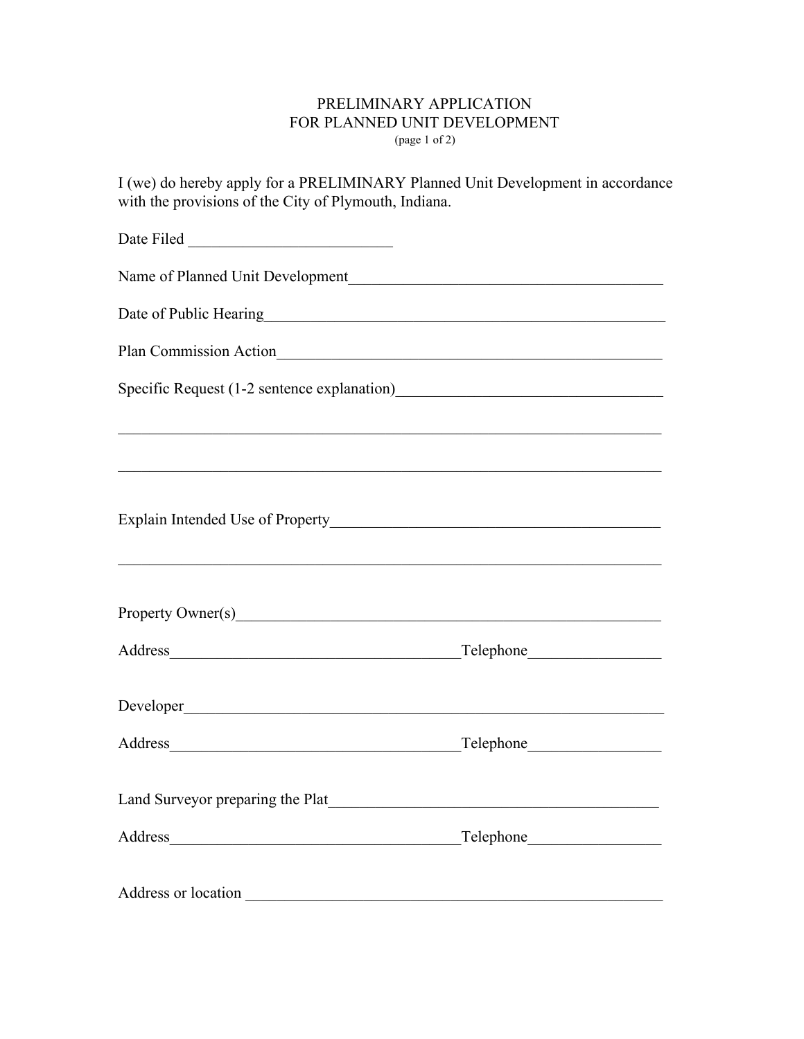# PRELIMINARY APPLICATION
# FOR PLANNED UNIT DEVELOPMENT

(page 1 of 2)

I (we) do hereby apply for a PRELIMINARY Planned Unit Development in accordance with the provisions of the City of Plymouth, Indiana.

Date Filed _________________________

Name of Planned Unit Development_______________________________________

Date of Public Hearing_____________________________________________________

Plan Commission Action___________________________________________________

Specific Request (1-2 sentence explanation)________________________________

______________________________________________________________________

______________________________________________________________________

Explain Intended Use of Property_________________________________________

______________________________________________________________________

Property Owner(s)________________________________________________________

Address____________________________________Telephone________________

Developer________________________________________________________________

Address____________________________________Telephone________________

Land Surveyor preparing the Plat_________________________________________

Address____________________________________Telephone________________

Address or location _____________________________________________________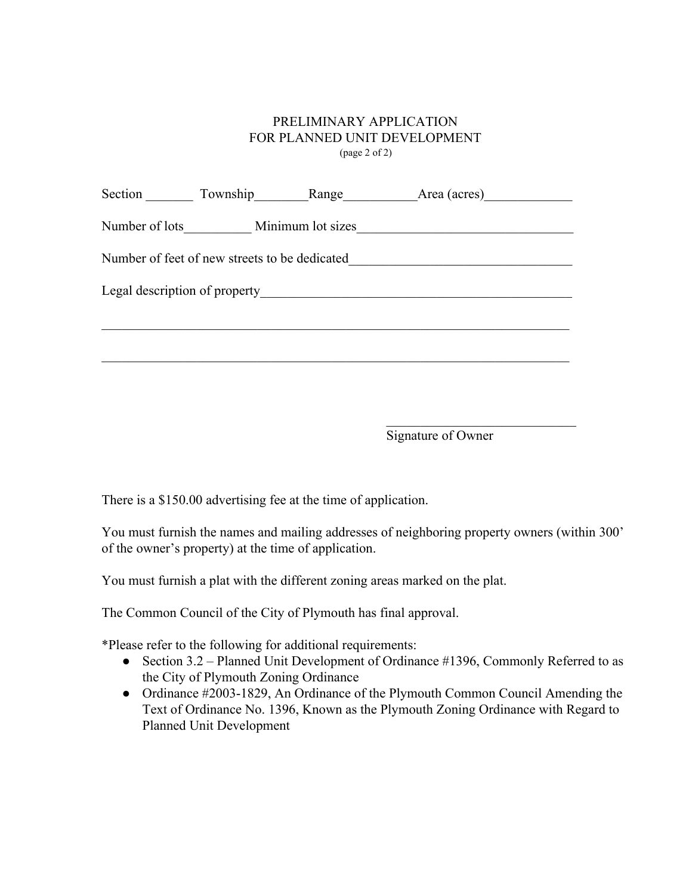# PRELIMINARY APPLICATION
# FOR PLANNED UNIT DEVELOPMENT

(page 2 of 2)

Section _______ Township________Range___________Area (acres)_____________

Number of lots__________ Minimum lot sizes________________________________

Number of feet of new streets to be dedicated_________________________________

Legal description of property_______________________________________________

________________________________________________________________________

________________________________________________________________________

_____________________________
Signature of Owner

There is a $150.00 advertising fee at the time of application.

You must furnish the names and mailing addresses of neighboring property owners (within 300' of the owner's property) at the time of application.

You must furnish a plat with the different zoning areas marked on the plat.

The Common Council of the City of Plymouth has final approval.

*Please refer to the following for additional requirements:

- Section 3.2 – Planned Unit Development of Ordinance #1396, Commonly Referred to as the City of Plymouth Zoning Ordinance
- Ordinance #2003-1829, An Ordinance of the Plymouth Common Council Amending the Text of Ordinance No. 1396, Known as the Plymouth Zoning Ordinance with Regard to Planned Unit Development